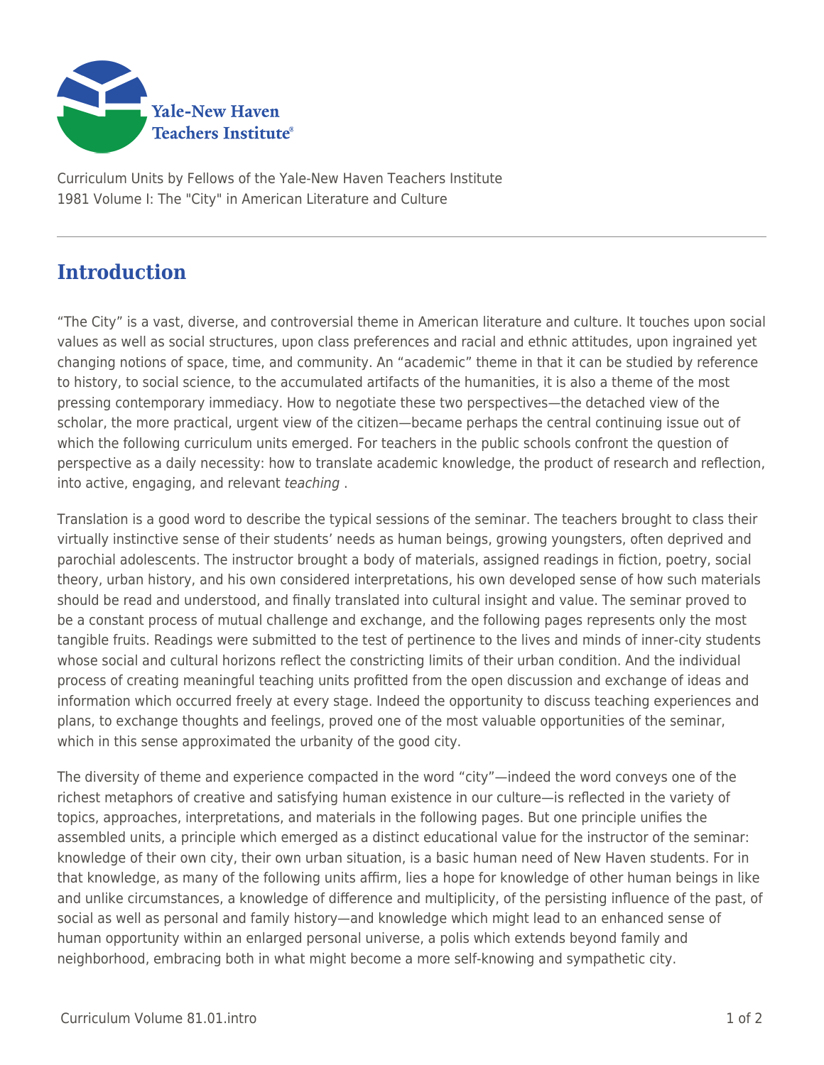Curriculum Units by Fellows of the Yale-New Haven Teachers Institute
1981 Volume I: The "City" in American Literature and Culture

## Introduction

"The City" is a vast, diverse, and controversial theme in American literature and culture. It touches upon social values as well as social structures, upon class preferences and racial and ethnic attitudes, upon ingrained yet changing notions of space, time, and community. An "academic" theme in that it can be studied by reference to history, to social science, to the accumulated artifacts of the humanities, it is also a theme of the most pressing contemporary immediacy. How to negotiate these two perspectives—the detached view of the scholar, the more practical, urgent view of the citizen—became perhaps the central continuing issue out of which the following curriculum units emerged. For teachers in the public schools confront the question of perspective as a daily necessity: how to translate academic knowledge, the product of research and reflection, into active, engaging, and relevant *teaching* .

Translation is a good word to describe the typical sessions of the seminar. The teachers brought to class their virtually instinctive sense of their students' needs as human beings, growing youngsters, often deprived and parochial adolescents. The instructor brought a body of materials, assigned readings in fiction, poetry, social theory, urban history, and his own considered interpretations, his own developed sense of how such materials should be read and understood, and finally translated into cultural insight and value. The seminar proved to be a constant process of mutual challenge and exchange, and the following pages represents only the most tangible fruits. Readings were submitted to the test of pertinence to the lives and minds of inner-city students whose social and cultural horizons reflect the constricting limits of their urban condition. And the individual process of creating meaningful teaching units profitted from the open discussion and exchange of ideas and information which occurred freely at every stage. Indeed the opportunity to discuss teaching experiences and plans, to exchange thoughts and feelings, proved one of the most valuable opportunities of the seminar, which in this sense approximated the urbanity of the good city.

The diversity of theme and experience compacted in the word "city"—indeed the word conveys one of the richest metaphors of creative and satisfying human existence in our culture—is reflected in the variety of topics, approaches, interpretations, and materials in the following pages. But one principle unifies the assembled units, a principle which emerged as a distinct educational value for the instructor of the seminar: knowledge of their own city, their own urban situation, is a basic human need of New Haven students. For in that knowledge, as many of the following units affirm, lies a hope for knowledge of other human beings in like and unlike circumstances, a knowledge of difference and multiplicity, of the persisting influence of the past, of social as well as personal and family history—and knowledge which might lead to an enhanced sense of human opportunity within an enlarged personal universe, a polis which extends beyond family and neighborhood, embracing both in what might become a more self-knowing and sympathetic city.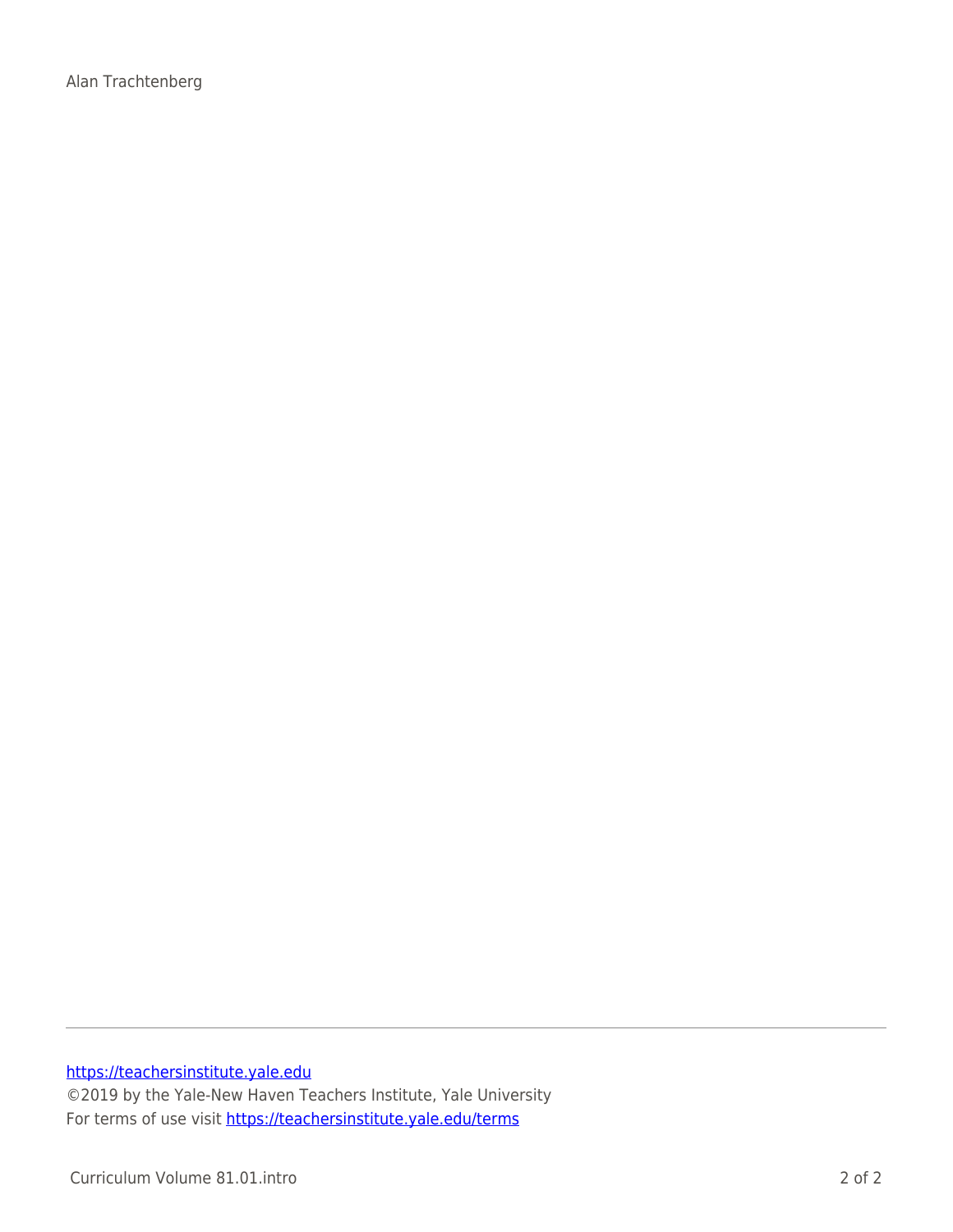Alan Trachtenberg

https://teachersinstitute.yale.edu
©2019 by the Yale-New Haven Teachers Institute, Yale University
For terms of use visit https://teachersinstitute.yale.edu/terms